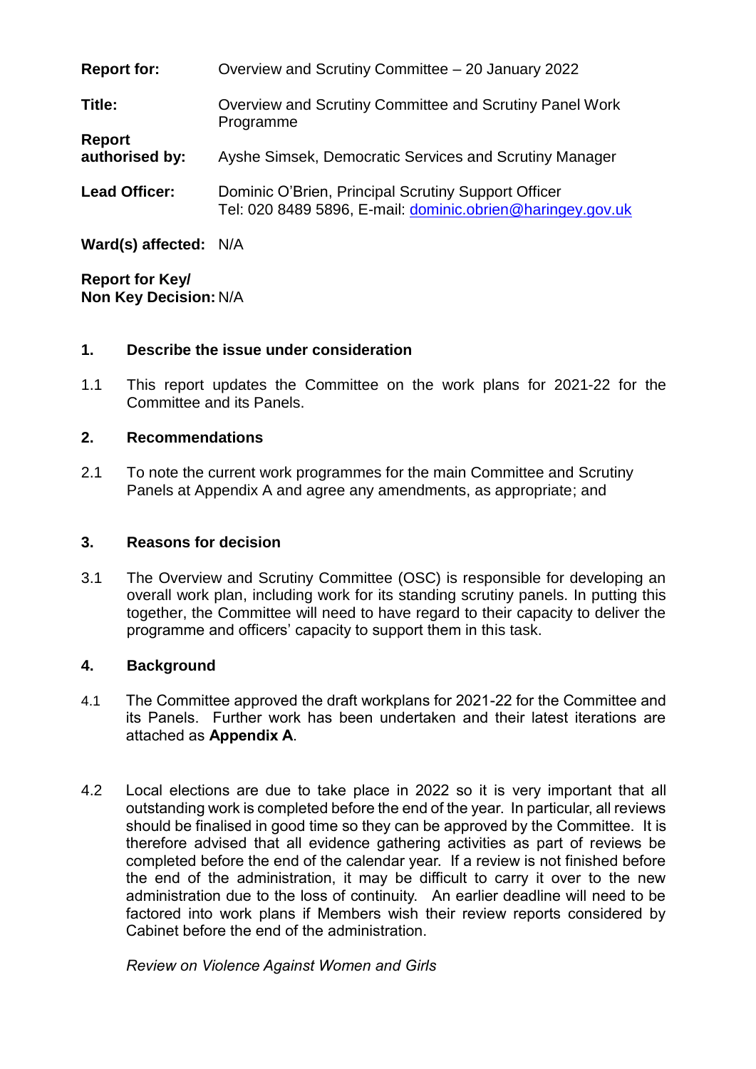| | |
|---|---|
| **Report for:** | Overview and Scrutiny Committee – 20 January 2022 |
| **Title:** | Overview and Scrutiny Committee and Scrutiny Panel Work Programme |
| **Report authorised by:** | Ayshe Simsek, Democratic Services and Scrutiny Manager |
| **Lead Officer:** | Dominic O'Brien, Principal Scrutiny Support Officer<br>Tel: 020 8489 5896, E-mail: dominic.obrien@haringey.gov.uk |
| **Ward(s) affected:** | N/A |
| **Report for Key/ Non Key Decision:** | N/A |

## 1. Describe the issue under consideration

1.1 This report updates the Committee on the work plans for 2021-22 for the Committee and its Panels.

## 2. Recommendations

2.1 To note the current work programmes for the main Committee and Scrutiny Panels at Appendix A and agree any amendments, as appropriate; and

## 3. Reasons for decision

3.1 The Overview and Scrutiny Committee (OSC) is responsible for developing an overall work plan, including work for its standing scrutiny panels. In putting this together, the Committee will need to have regard to their capacity to deliver the programme and officers' capacity to support them in this task.

## 4. Background

4.1 The Committee approved the draft workplans for 2021-22 for the Committee and its Panels. Further work has been undertaken and their latest iterations are attached as **Appendix A**.

4.2 Local elections are due to take place in 2022 so it is very important that all outstanding work is completed before the end of the year. In particular, all reviews should be finalised in good time so they can be approved by the Committee. It is therefore advised that all evidence gathering activities as part of reviews be completed before the end of the calendar year. If a review is not finished before the end of the administration, it may be difficult to carry it over to the new administration due to the loss of continuity. An earlier deadline will need to be factored into work plans if Members wish their review reports considered by Cabinet before the end of the administration.

*Review on Violence Against Women and Girls*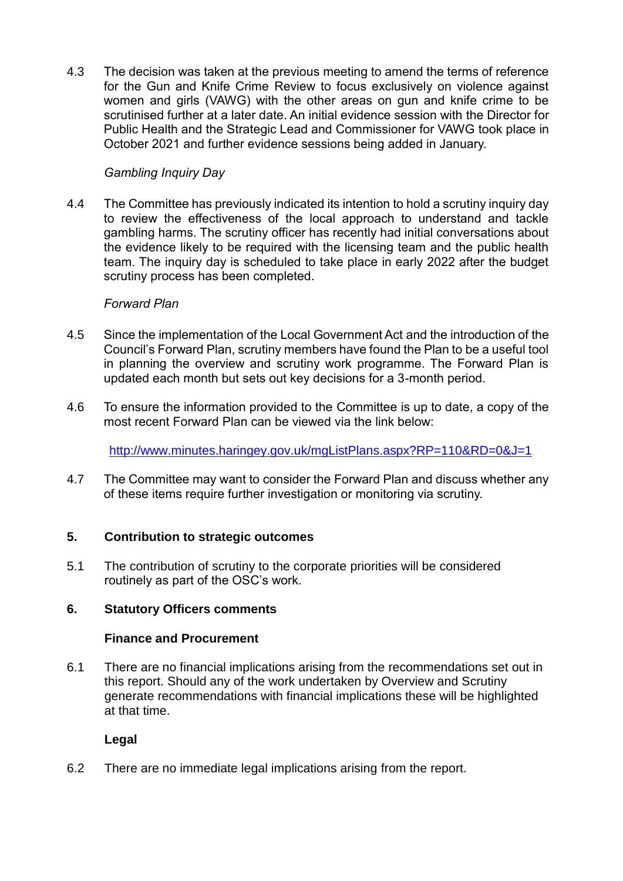4.3 The decision was taken at the previous meeting to amend the terms of reference for the Gun and Knife Crime Review to focus exclusively on violence against women and girls (VAWG) with the other areas on gun and knife crime to be scrutinised further at a later date. An initial evidence session with the Director for Public Health and the Strategic Lead and Commissioner for VAWG took place in October 2021 and further evidence sessions being added in January.

*Gambling Inquiry Day*

4.4 The Committee has previously indicated its intention to hold a scrutiny inquiry day to review the effectiveness of the local approach to understand and tackle gambling harms. The scrutiny officer has recently had initial conversations about the evidence likely to be required with the licensing team and the public health team. The inquiry day is scheduled to take place in early 2022 after the budget scrutiny process has been completed.

*Forward Plan*

4.5 Since the implementation of the Local Government Act and the introduction of the Council's Forward Plan, scrutiny members have found the Plan to be a useful tool in planning the overview and scrutiny work programme. The Forward Plan is updated each month but sets out key decisions for a 3-month period.

4.6 To ensure the information provided to the Committee is up to date, a copy of the most recent Forward Plan can be viewed via the link below:

http://www.minutes.haringey.gov.uk/mgListPlans.aspx?RP=110&RD=0&J=1

4.7 The Committee may want to consider the Forward Plan and discuss whether any of these items require further investigation or monitoring via scrutiny.

## 5. Contribution to strategic outcomes

5.1 The contribution of scrutiny to the corporate priorities will be considered routinely as part of the OSC's work.

## 6. Statutory Officers comments

**Finance and Procurement**

6.1 There are no financial implications arising from the recommendations set out in this report. Should any of the work undertaken by Overview and Scrutiny generate recommendations with financial implications these will be highlighted at that time.

**Legal**

6.2 There are no immediate legal implications arising from the report.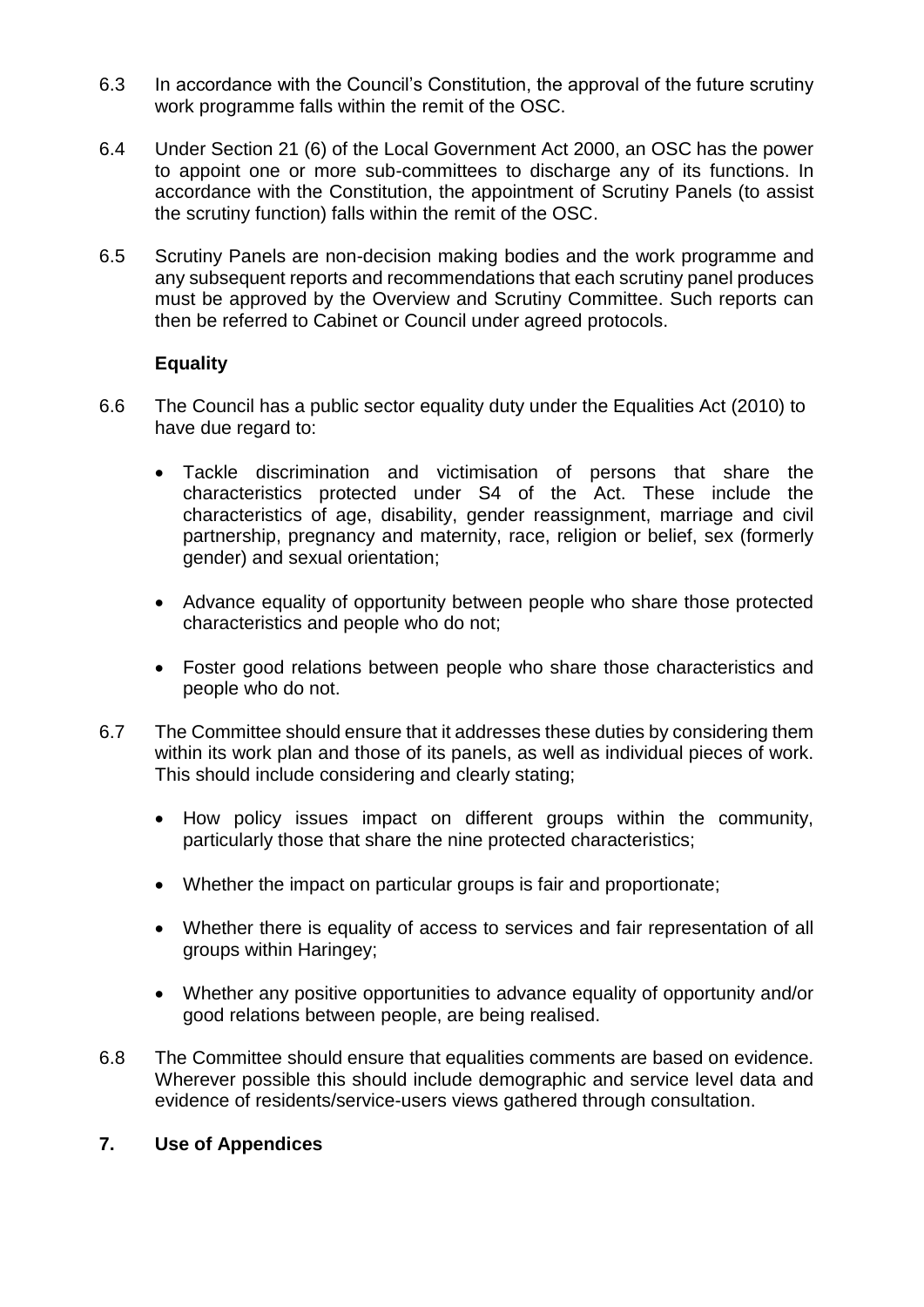6.3 In accordance with the Council's Constitution, the approval of the future scrutiny work programme falls within the remit of the OSC.

6.4 Under Section 21 (6) of the Local Government Act 2000, an OSC has the power to appoint one or more sub-committees to discharge any of its functions. In accordance with the Constitution, the appointment of Scrutiny Panels (to assist the scrutiny function) falls within the remit of the OSC.

6.5 Scrutiny Panels are non-decision making bodies and the work programme and any subsequent reports and recommendations that each scrutiny panel produces must be approved by the Overview and Scrutiny Committee. Such reports can then be referred to Cabinet or Council under agreed protocols.

**Equality**

6.6 The Council has a public sector equality duty under the Equalities Act (2010) to have due regard to:

- Tackle discrimination and victimisation of persons that share the characteristics protected under S4 of the Act. These include the characteristics of age, disability, gender reassignment, marriage and civil partnership, pregnancy and maternity, race, religion or belief, sex (formerly gender) and sexual orientation;
- Advance equality of opportunity between people who share those protected characteristics and people who do not;
- Foster good relations between people who share those characteristics and people who do not.

6.7 The Committee should ensure that it addresses these duties by considering them within its work plan and those of its panels, as well as individual pieces of work. This should include considering and clearly stating;

- How policy issues impact on different groups within the community, particularly those that share the nine protected characteristics;
- Whether the impact on particular groups is fair and proportionate;
- Whether there is equality of access to services and fair representation of all groups within Haringey;
- Whether any positive opportunities to advance equality of opportunity and/or good relations between people, are being realised.

6.8 The Committee should ensure that equalities comments are based on evidence. Wherever possible this should include demographic and service level data and evidence of residents/service-users views gathered through consultation.

## 7. Use of Appendices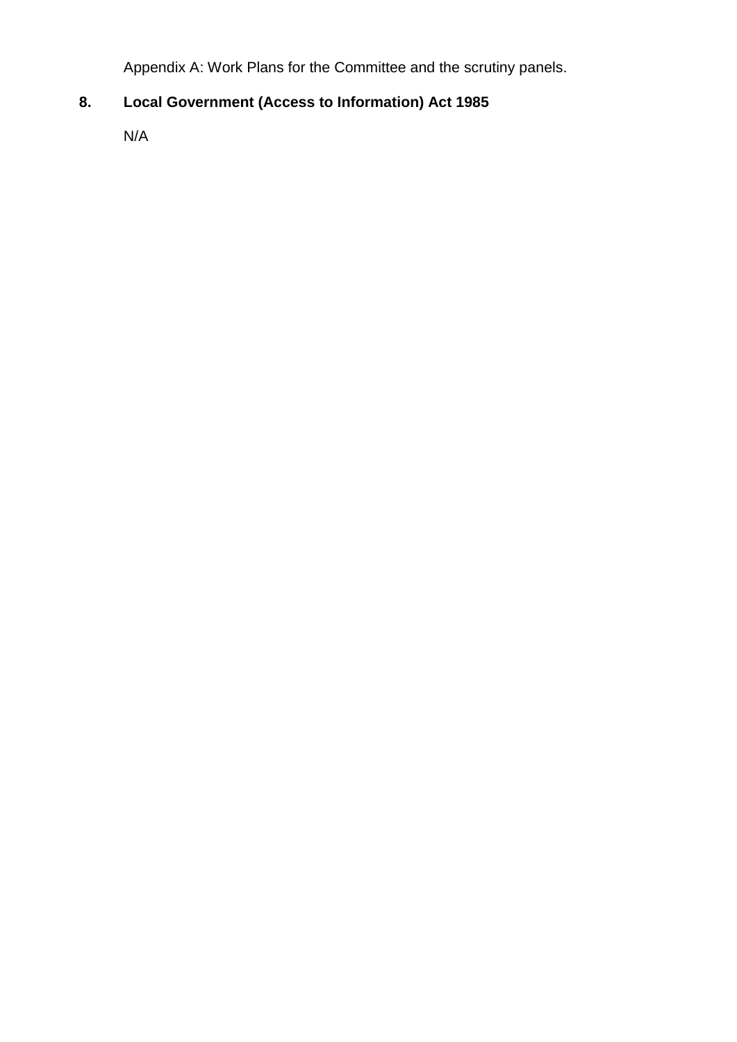Appendix A: Work Plans for the Committee and the scrutiny panels.

## 8. Local Government (Access to Information) Act 1985

N/A